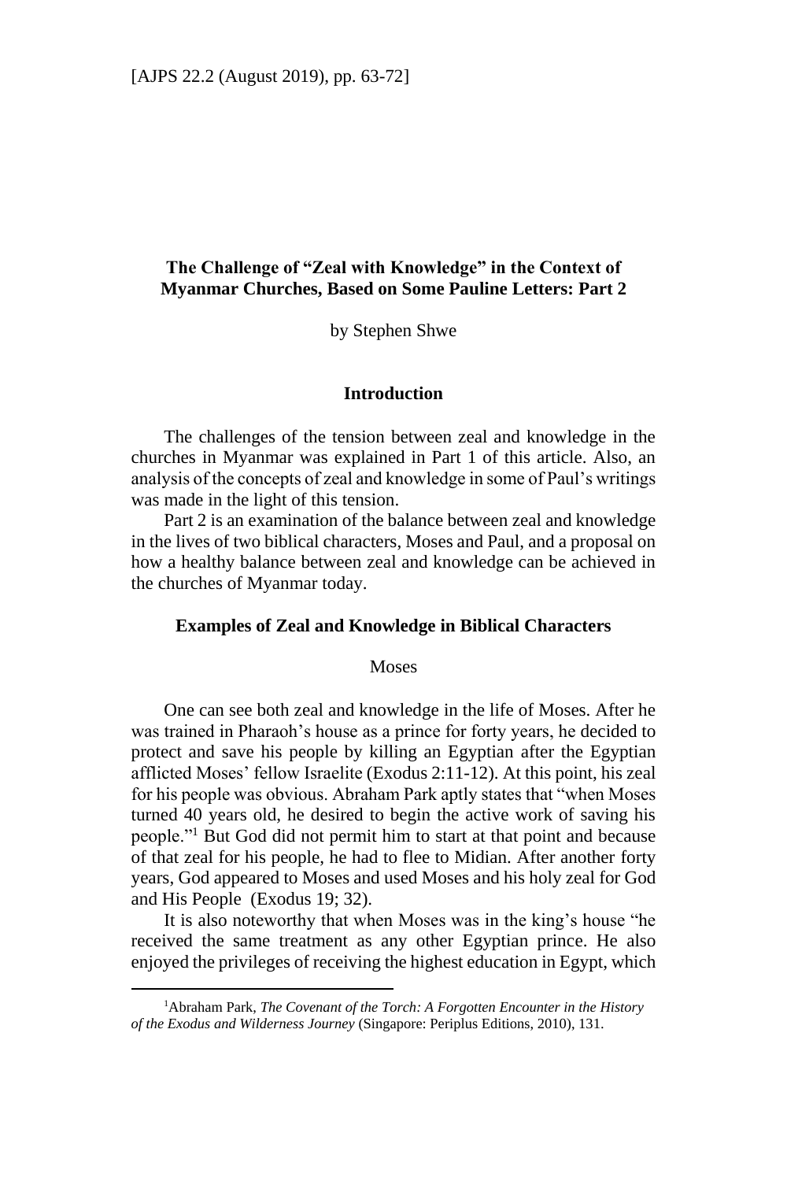# The Challenge of "Zeal with Knowledge" in the Context of Myanmar Churches, Based on Some Pauline Letters: Part 2

by Stephen Shwe

## Introduction

The challenges of the tension between zeal and knowledge in the churches in Myanmar was explained in Part 1 of this article. Also, an analysis of the concepts of zeal and knowledge in some of Paul's writings was made in the light of this tension.

Part 2 is an examination of the balance between zeal and knowledge in the lives of two biblical characters, Moses and Paul, and a proposal on how a healthy balance between zeal and knowledge can be achieved in the churches of Myanmar today.

## Examples of Zeal and Knowledge in Biblical Characters

### Moses

One can see both zeal and knowledge in the life of Moses. After he was trained in Pharaoh's house as a prince for forty years, he decided to protect and save his people by killing an Egyptian after the Egyptian afflicted Moses' fellow Israelite (Exodus 2:11-12). At this point, his zeal for his people was obvious. Abraham Park aptly states that "when Moses turned 40 years old, he desired to begin the active work of saving his people."[1] But God did not permit him to start at that point and because of that zeal for his people, he had to flee to Midian. After another forty years, God appeared to Moses and used Moses and his holy zeal for God and His People (Exodus 19; 32).

It is also noteworthy that when Moses was in the king's house "he received the same treatment as any other Egyptian prince. He also enjoyed the privileges of receiving the highest education in Egypt, which

---

[1]Abraham Park, *The Covenant of the Torch: A Forgotten Encounter in the History of the Exodus and Wilderness Journey* (Singapore: Periplus Editions, 2010), 131.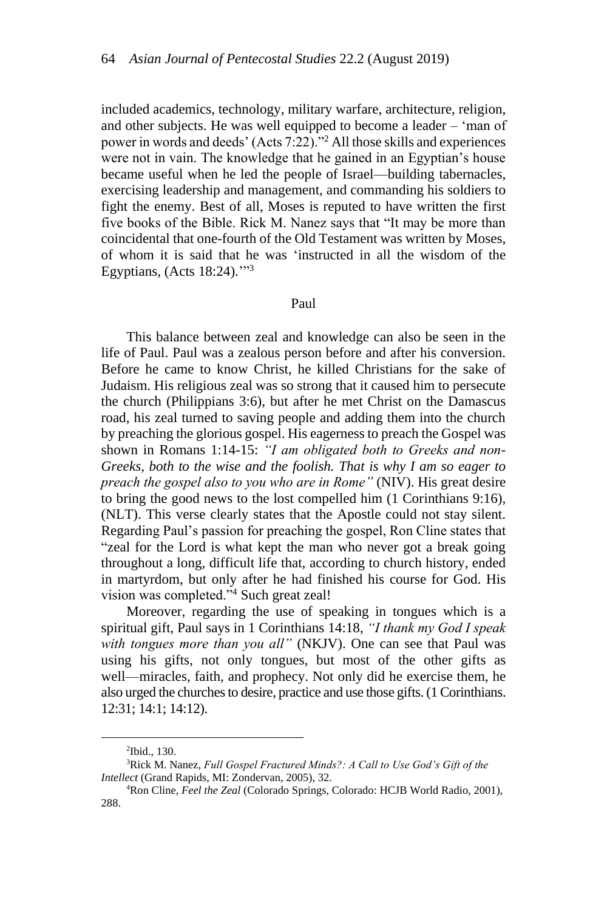included academics, technology, military warfare, architecture, religion, and other subjects. He was well equipped to become a leader – 'man of power in words and deeds' (Acts 7:22)."[2] All those skills and experiences were not in vain. The knowledge that he gained in an Egyptian's house became useful when he led the people of Israel—building tabernacles, exercising leadership and management, and commanding his soldiers to fight the enemy. Best of all, Moses is reputed to have written the first five books of the Bible. Rick M. Nanez says that "It may be more than coincidental that one-fourth of the Old Testament was written by Moses, of whom it is said that he was 'instructed in all the wisdom of the Egyptians, (Acts 18:24).'"[3]

## Paul

This balance between zeal and knowledge can also be seen in the life of Paul. Paul was a zealous person before and after his conversion. Before he came to know Christ, he killed Christians for the sake of Judaism. His religious zeal was so strong that it caused him to persecute the church (Philippians 3:6), but after he met Christ on the Damascus road, his zeal turned to saving people and adding them into the church by preaching the glorious gospel. His eagerness to preach the Gospel was shown in Romans 1:14-15: *"I am obligated both to Greeks and non-Greeks, both to the wise and the foolish. That is why I am so eager to preach the gospel also to you who are in Rome"* (NIV). His great desire to bring the good news to the lost compelled him (1 Corinthians 9:16), (NLT). This verse clearly states that the Apostle could not stay silent. Regarding Paul's passion for preaching the gospel, Ron Cline states that "zeal for the Lord is what kept the man who never got a break going throughout a long, difficult life that, according to church history, ended in martyrdom, but only after he had finished his course for God. His vision was completed."[4] Such great zeal!

Moreover, regarding the use of speaking in tongues which is a spiritual gift, Paul says in 1 Corinthians 14:18, *"I thank my God I speak with tongues more than you all"* (NKJV). One can see that Paul was using his gifts, not only tongues, but most of the other gifts as well—miracles, faith, and prophecy. Not only did he exercise them, he also urged the churches to desire, practice and use those gifts. (1 Corinthians. 12:31; 14:1; 14:12).

---

[2] Ibid., 130.

[3] Rick M. Nanez, *Full Gospel Fractured Minds?: A Call to Use God's Gift of the Intellect* (Grand Rapids, MI: Zondervan, 2005), 32.

[4] Ron Cline, *Feel the Zeal* (Colorado Springs, Colorado: HCJB World Radio, 2001), 288.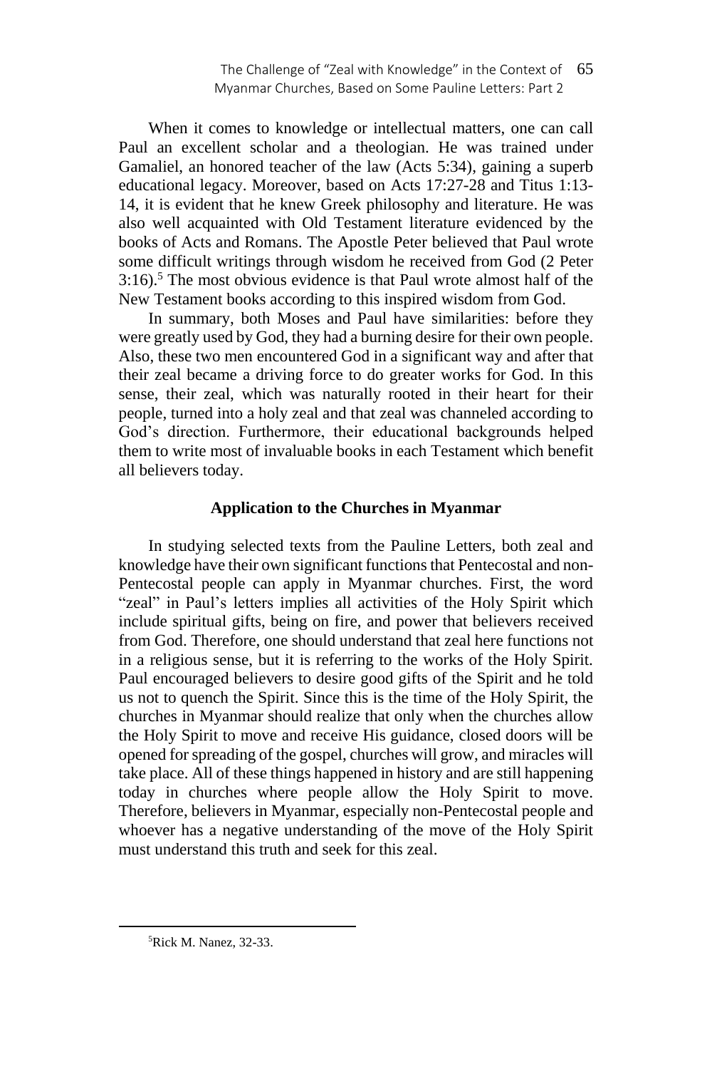When it comes to knowledge or intellectual matters, one can call Paul an excellent scholar and a theologian. He was trained under Gamaliel, an honored teacher of the law (Acts 5:34), gaining a superb educational legacy. Moreover, based on Acts 17:27-28 and Titus 1:13-14, it is evident that he knew Greek philosophy and literature. He was also well acquainted with Old Testament literature evidenced by the books of Acts and Romans. The Apostle Peter believed that Paul wrote some difficult writings through wisdom he received from God (2 Peter 3:16).[5] The most obvious evidence is that Paul wrote almost half of the New Testament books according to this inspired wisdom from God.

In summary, both Moses and Paul have similarities: before they were greatly used by God, they had a burning desire for their own people. Also, these two men encountered God in a significant way and after that their zeal became a driving force to do greater works for God. In this sense, their zeal, which was naturally rooted in their heart for their people, turned into a holy zeal and that zeal was channeled according to God's direction. Furthermore, their educational backgrounds helped them to write most of invaluable books in each Testament which benefit all believers today.

## Application to the Churches in Myanmar

In studying selected texts from the Pauline Letters, both zeal and knowledge have their own significant functions that Pentecostal and non-Pentecostal people can apply in Myanmar churches. First, the word "zeal" in Paul's letters implies all activities of the Holy Spirit which include spiritual gifts, being on fire, and power that believers received from God. Therefore, one should understand that zeal here functions not in a religious sense, but it is referring to the works of the Holy Spirit. Paul encouraged believers to desire good gifts of the Spirit and he told us not to quench the Spirit. Since this is the time of the Holy Spirit, the churches in Myanmar should realize that only when the churches allow the Holy Spirit to move and receive His guidance, closed doors will be opened for spreading of the gospel, churches will grow, and miracles will take place. All of these things happened in history and are still happening today in churches where people allow the Holy Spirit to move. Therefore, believers in Myanmar, especially non-Pentecostal people and whoever has a negative understanding of the move of the Holy Spirit must understand this truth and seek for this zeal.

[5] Rick M. Nanez, 32-33.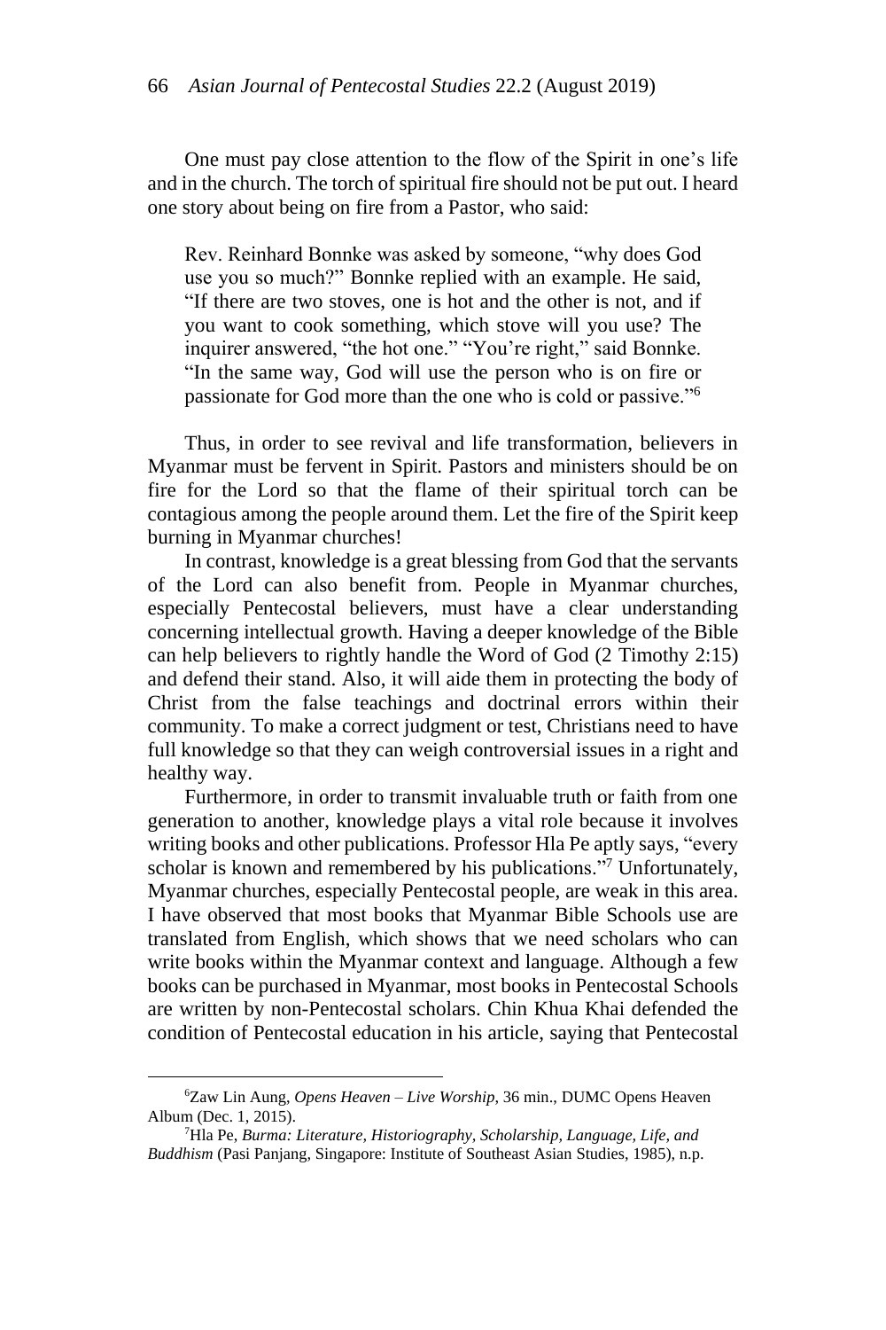One must pay close attention to the flow of the Spirit in one's life and in the church. The torch of spiritual fire should not be put out. I heard one story about being on fire from a Pastor, who said:

> Rev. Reinhard Bonnke was asked by someone, "why does God use you so much?" Bonnke replied with an example. He said, "If there are two stoves, one is hot and the other is not, and if you want to cook something, which stove will you use? The inquirer answered, "the hot one." "You're right," said Bonnke. "In the same way, God will use the person who is on fire or passionate for God more than the one who is cold or passive."[6]

Thus, in order to see revival and life transformation, believers in Myanmar must be fervent in Spirit. Pastors and ministers should be on fire for the Lord so that the flame of their spiritual torch can be contagious among the people around them. Let the fire of the Spirit keep burning in Myanmar churches!

In contrast, knowledge is a great blessing from God that the servants of the Lord can also benefit from. People in Myanmar churches, especially Pentecostal believers, must have a clear understanding concerning intellectual growth. Having a deeper knowledge of the Bible can help believers to rightly handle the Word of God (2 Timothy 2:15) and defend their stand. Also, it will aide them in protecting the body of Christ from the false teachings and doctrinal errors within their community. To make a correct judgment or test, Christians need to have full knowledge so that they can weigh controversial issues in a right and healthy way.

Furthermore, in order to transmit invaluable truth or faith from one generation to another, knowledge plays a vital role because it involves writing books and other publications. Professor Hla Pe aptly says, "every scholar is known and remembered by his publications."[7] Unfortunately, Myanmar churches, especially Pentecostal people, are weak in this area. I have observed that most books that Myanmar Bible Schools use are translated from English, which shows that we need scholars who can write books within the Myanmar context and language. Although a few books can be purchased in Myanmar, most books in Pentecostal Schools are written by non-Pentecostal scholars. Chin Khua Khai defended the condition of Pentecostal education in his article, saying that Pentecostal

---

[6]Zaw Lin Aung, *Opens Heaven – Live Worship*, 36 min., DUMC Opens Heaven Album (Dec. 1, 2015).

[7]Hla Pe, *Burma: Literature, Historiography, Scholarship, Language, Life, and Buddhism* (Pasi Panjang, Singapore: Institute of Southeast Asian Studies, 1985), n.p.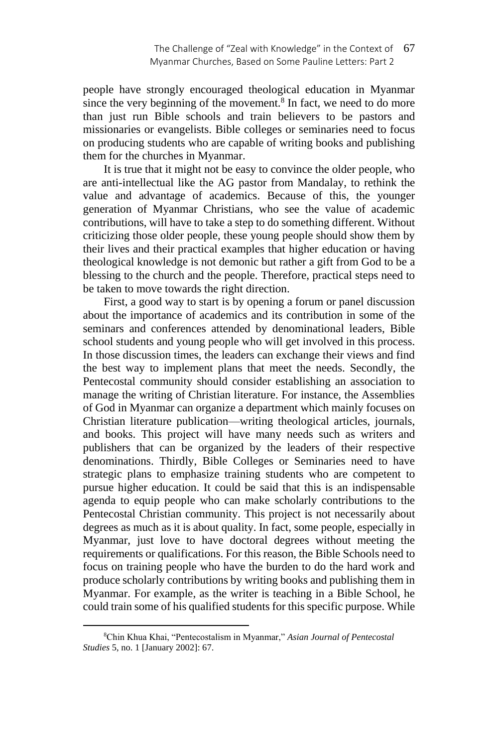people have strongly encouraged theological education in Myanmar since the very beginning of the movement.[8] In fact, we need to do more than just run Bible schools and train believers to be pastors and missionaries or evangelists. Bible colleges or seminaries need to focus on producing students who are capable of writing books and publishing them for the churches in Myanmar.

It is true that it might not be easy to convince the older people, who are anti-intellectual like the AG pastor from Mandalay, to rethink the value and advantage of academics. Because of this, the younger generation of Myanmar Christians, who see the value of academic contributions, will have to take a step to do something different. Without criticizing those older people, these young people should show them by their lives and their practical examples that higher education or having theological knowledge is not demonic but rather a gift from God to be a blessing to the church and the people. Therefore, practical steps need to be taken to move towards the right direction.

First, a good way to start is by opening a forum or panel discussion about the importance of academics and its contribution in some of the seminars and conferences attended by denominational leaders, Bible school students and young people who will get involved in this process. In those discussion times, the leaders can exchange their views and find the best way to implement plans that meet the needs. Secondly, the Pentecostal community should consider establishing an association to manage the writing of Christian literature. For instance, the Assemblies of God in Myanmar can organize a department which mainly focuses on Christian literature publication—writing theological articles, journals, and books. This project will have many needs such as writers and publishers that can be organized by the leaders of their respective denominations. Thirdly, Bible Colleges or Seminaries need to have strategic plans to emphasize training students who are competent to pursue higher education. It could be said that this is an indispensable agenda to equip people who can make scholarly contributions to the Pentecostal Christian community. This project is not necessarily about degrees as much as it is about quality. In fact, some people, especially in Myanmar, just love to have doctoral degrees without meeting the requirements or qualifications. For this reason, the Bible Schools need to focus on training people who have the burden to do the hard work and produce scholarly contributions by writing books and publishing them in Myanmar. For example, as the writer is teaching in a Bible School, he could train some of his qualified students for this specific purpose. While

---

[8] Chin Khua Khai, "Pentecostalism in Myanmar," *Asian Journal of Pentecostal Studies* 5, no. 1 [January 2002]: 67.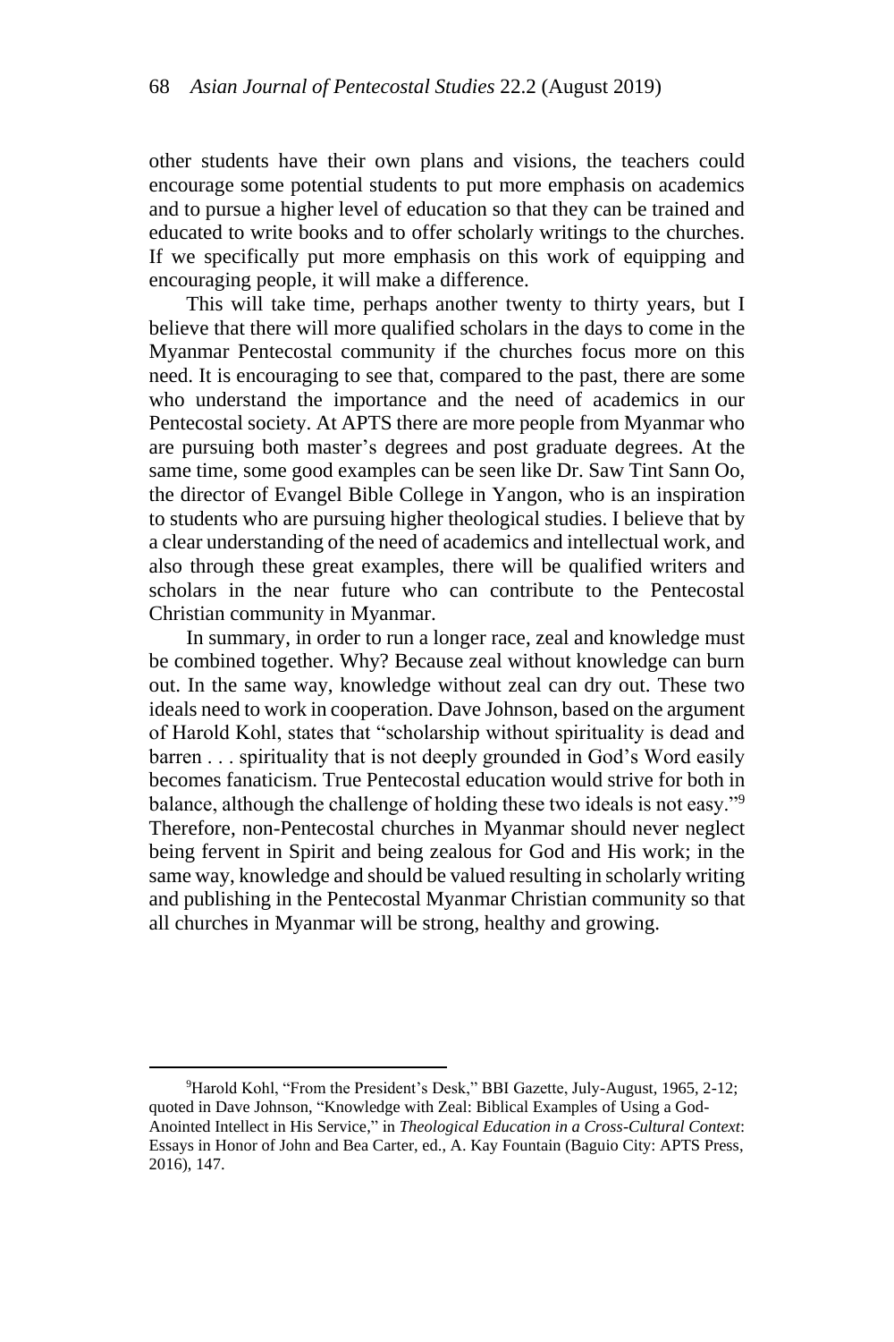other students have their own plans and visions, the teachers could encourage some potential students to put more emphasis on academics and to pursue a higher level of education so that they can be trained and educated to write books and to offer scholarly writings to the churches. If we specifically put more emphasis on this work of equipping and encouraging people, it will make a difference.

This will take time, perhaps another twenty to thirty years, but I believe that there will more qualified scholars in the days to come in the Myanmar Pentecostal community if the churches focus more on this need. It is encouraging to see that, compared to the past, there are some who understand the importance and the need of academics in our Pentecostal society. At APTS there are more people from Myanmar who are pursuing both master's degrees and post graduate degrees. At the same time, some good examples can be seen like Dr. Saw Tint Sann Oo, the director of Evangel Bible College in Yangon, who is an inspiration to students who are pursuing higher theological studies. I believe that by a clear understanding of the need of academics and intellectual work, and also through these great examples, there will be qualified writers and scholars in the near future who can contribute to the Pentecostal Christian community in Myanmar.

In summary, in order to run a longer race, zeal and knowledge must be combined together. Why? Because zeal without knowledge can burn out. In the same way, knowledge without zeal can dry out. These two ideals need to work in cooperation. Dave Johnson, based on the argument of Harold Kohl, states that "scholarship without spirituality is dead and barren . . . spirituality that is not deeply grounded in God's Word easily becomes fanaticism. True Pentecostal education would strive for both in balance, although the challenge of holding these two ideals is not easy."[9] Therefore, non-Pentecostal churches in Myanmar should never neglect being fervent in Spirit and being zealous for God and His work; in the same way, knowledge and should be valued resulting in scholarly writing and publishing in the Pentecostal Myanmar Christian community so that all churches in Myanmar will be strong, healthy and growing.

---

[9]Harold Kohl, "From the President's Desk," BBI Gazette, July-August, 1965, 2-12; quoted in Dave Johnson, "Knowledge with Zeal: Biblical Examples of Using a God-Anointed Intellect in His Service," in *Theological Education in a Cross-Cultural Context*: Essays in Honor of John and Bea Carter, ed., A. Kay Fountain (Baguio City: APTS Press, 2016), 147.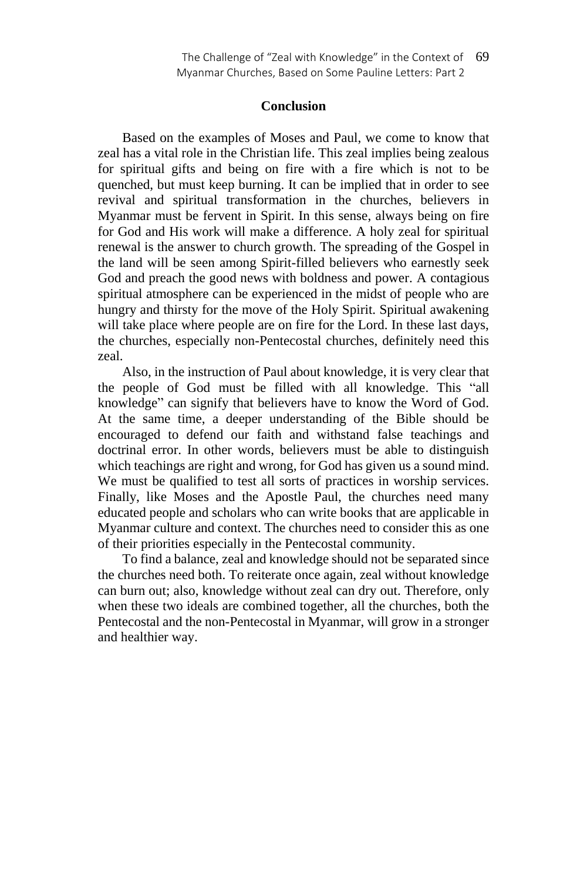## Conclusion

Based on the examples of Moses and Paul, we come to know that zeal has a vital role in the Christian life. This zeal implies being zealous for spiritual gifts and being on fire with a fire which is not to be quenched, but must keep burning. It can be implied that in order to see revival and spiritual transformation in the churches, believers in Myanmar must be fervent in Spirit. In this sense, always being on fire for God and His work will make a difference. A holy zeal for spiritual renewal is the answer to church growth. The spreading of the Gospel in the land will be seen among Spirit-filled believers who earnestly seek God and preach the good news with boldness and power. A contagious spiritual atmosphere can be experienced in the midst of people who are hungry and thirsty for the move of the Holy Spirit. Spiritual awakening will take place where people are on fire for the Lord. In these last days, the churches, especially non-Pentecostal churches, definitely need this zeal.

Also, in the instruction of Paul about knowledge, it is very clear that the people of God must be filled with all knowledge. This "all knowledge" can signify that believers have to know the Word of God. At the same time, a deeper understanding of the Bible should be encouraged to defend our faith and withstand false teachings and doctrinal error. In other words, believers must be able to distinguish which teachings are right and wrong, for God has given us a sound mind. We must be qualified to test all sorts of practices in worship services. Finally, like Moses and the Apostle Paul, the churches need many educated people and scholars who can write books that are applicable in Myanmar culture and context. The churches need to consider this as one of their priorities especially in the Pentecostal community.

To find a balance, zeal and knowledge should not be separated since the churches need both. To reiterate once again, zeal without knowledge can burn out; also, knowledge without zeal can dry out. Therefore, only when these two ideals are combined together, all the churches, both the Pentecostal and the non-Pentecostal in Myanmar, will grow in a stronger and healthier way.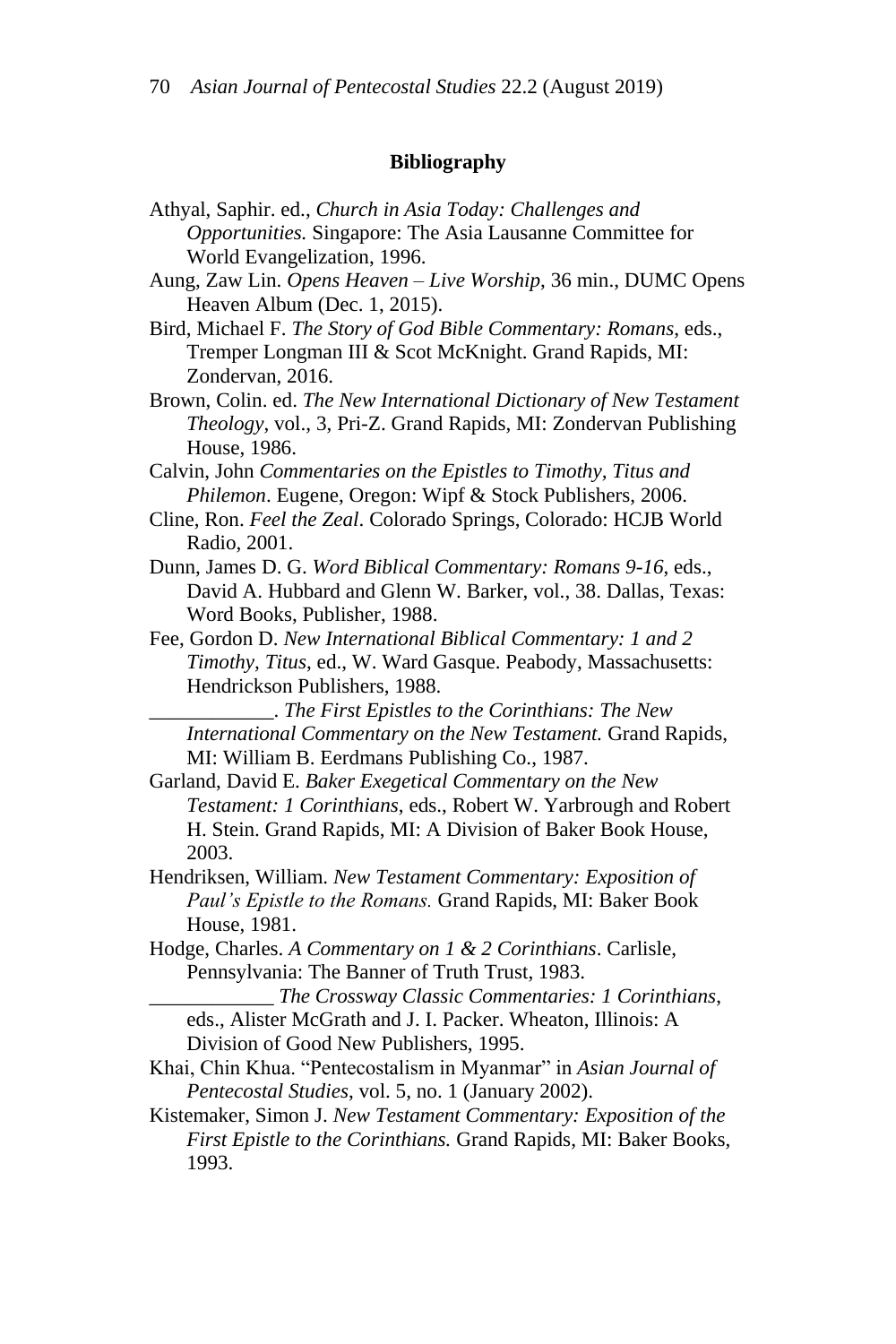**Bibliography**

Athyal, Saphir. ed., *Church in Asia Today: Challenges and Opportunities.* Singapore: The Asia Lausanne Committee for World Evangelization, 1996.

Aung, Zaw Lin. *Opens Heaven – Live Worship*, 36 min., DUMC Opens Heaven Album (Dec. 1, 2015).

Bird, Michael F. *The Story of God Bible Commentary: Romans*, eds., Tremper Longman III & Scot McKnight. Grand Rapids, MI: Zondervan, 2016.

Brown, Colin. ed. *The New International Dictionary of New Testament Theology*, vol., 3, Pri-Z. Grand Rapids, MI: Zondervan Publishing House, 1986.

Calvin, John *Commentaries on the Epistles to Timothy, Titus and Philemon*. Eugene, Oregon: Wipf & Stock Publishers, 2006.

Cline, Ron. *Feel the Zeal*. Colorado Springs, Colorado: HCJB World Radio, 2001.

Dunn, James D. G. *Word Biblical Commentary: Romans 9-16*, eds., David A. Hubbard and Glenn W. Barker, vol., 38. Dallas, Texas: Word Books, Publisher, 1988.

Fee, Gordon D. *New International Biblical Commentary: 1 and 2 Timothy, Titus*, ed., W. Ward Gasque. Peabody, Massachusetts: Hendrickson Publishers, 1988.

\_\_\_\_\_\_\_\_\_\_\_\_. *The First Epistles to the Corinthians: The New International Commentary on the New Testament.* Grand Rapids, MI: William B. Eerdmans Publishing Co., 1987.

Garland, David E. *Baker Exegetical Commentary on the New Testament: 1 Corinthians*, eds., Robert W. Yarbrough and Robert H. Stein. Grand Rapids, MI: A Division of Baker Book House, 2003.

Hendriksen, William. *New Testament Commentary: Exposition of Paul's Epistle to the Romans.* Grand Rapids, MI: Baker Book House, 1981.

Hodge, Charles. *A Commentary on 1 & 2 Corinthians*. Carlisle, Pennsylvania: The Banner of Truth Trust, 1983.

\_\_\_\_\_\_\_\_\_\_\_\_ *The Crossway Classic Commentaries: 1 Corinthians*, eds., Alister McGrath and J. I. Packer. Wheaton, Illinois: A Division of Good New Publishers, 1995.

Khai, Chin Khua. "Pentecostalism in Myanmar" in *Asian Journal of Pentecostal Studies*, vol. 5, no. 1 (January 2002).

Kistemaker, Simon J. *New Testament Commentary: Exposition of the First Epistle to the Corinthians.* Grand Rapids, MI: Baker Books, 1993.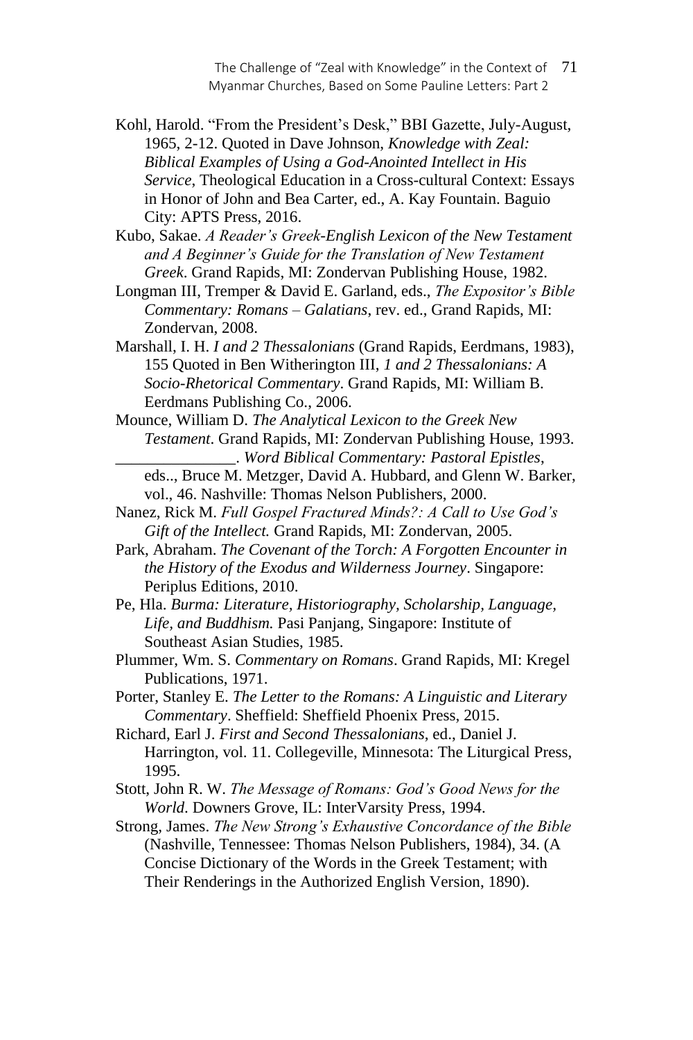Kohl, Harold. "From the President's Desk," BBI Gazette, July-August, 1965, 2-12. Quoted in Dave Johnson, *Knowledge with Zeal: Biblical Examples of Using a God-Anointed Intellect in His Service*, Theological Education in a Cross-cultural Context: Essays in Honor of John and Bea Carter, ed., A. Kay Fountain. Baguio City: APTS Press, 2016.

Kubo, Sakae. *A Reader's Greek-English Lexicon of the New Testament and A Beginner's Guide for the Translation of New Testament Greek*. Grand Rapids, MI: Zondervan Publishing House, 1982.

Longman III, Tremper & David E. Garland, eds., *The Expositor's Bible Commentary: Romans – Galatians*, rev. ed., Grand Rapids, MI: Zondervan, 2008.

Marshall, I. H. *I and 2 Thessalonians* (Grand Rapids, Eerdmans, 1983), 155 Quoted in Ben Witherington III, *1 and 2 Thessalonians: A Socio-Rhetorical Commentary*. Grand Rapids, MI: William B. Eerdmans Publishing Co., 2006.

Mounce, William D. *The Analytical Lexicon to the Greek New Testament*. Grand Rapids, MI: Zondervan Publishing House, 1993.

_______________. *Word Biblical Commentary: Pastoral Epistles*, eds.., Bruce M. Metzger, David A. Hubbard, and Glenn W. Barker, vol., 46. Nashville: Thomas Nelson Publishers, 2000.

Nanez, Rick M. *Full Gospel Fractured Minds?: A Call to Use God's Gift of the Intellect.* Grand Rapids, MI: Zondervan, 2005.

Park, Abraham. *The Covenant of the Torch: A Forgotten Encounter in the History of the Exodus and Wilderness Journey*. Singapore: Periplus Editions, 2010.

Pe, Hla. *Burma: Literature, Historiography, Scholarship, Language, Life, and Buddhism.* Pasi Panjang, Singapore: Institute of Southeast Asian Studies, 1985.

Plummer, Wm. S. *Commentary on Romans*. Grand Rapids, MI: Kregel Publications, 1971.

Porter, Stanley E. *The Letter to the Romans: A Linguistic and Literary Commentary*. Sheffield: Sheffield Phoenix Press, 2015.

Richard, Earl J. *First and Second Thessalonians*, ed., Daniel J. Harrington, vol. 11. Collegeville, Minnesota: The Liturgical Press, 1995.

Stott, John R. W. *The Message of Romans: God's Good News for the World*. Downers Grove, IL: InterVarsity Press, 1994.

Strong, James. *The New Strong's Exhaustive Concordance of the Bible* (Nashville, Tennessee: Thomas Nelson Publishers, 1984), 34. (A Concise Dictionary of the Words in the Greek Testament; with Their Renderings in the Authorized English Version, 1890).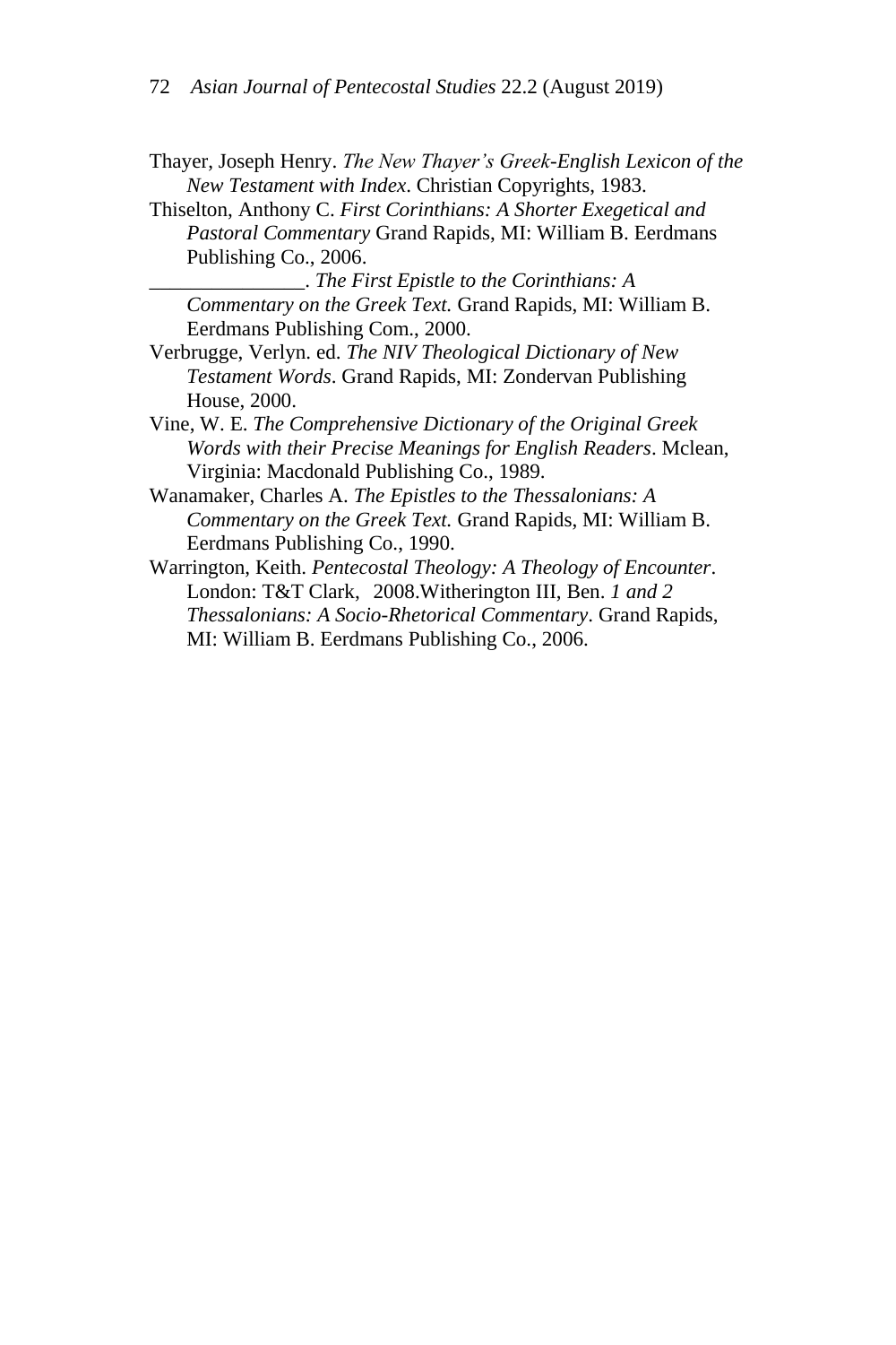Thayer, Joseph Henry. *The New Thayer's Greek-English Lexicon of the New Testament with Index*. Christian Copyrights, 1983.

Thiselton, Anthony C. *First Corinthians: A Shorter Exegetical and Pastoral Commentary* Grand Rapids, MI: William B. Eerdmans Publishing Co., 2006.

_______________. *The First Epistle to the Corinthians: A Commentary on the Greek Text.* Grand Rapids, MI: William B. Eerdmans Publishing Com., 2000.

Verbrugge, Verlyn. ed. *The NIV Theological Dictionary of New Testament Words*. Grand Rapids, MI: Zondervan Publishing House, 2000.

Vine, W. E. *The Comprehensive Dictionary of the Original Greek Words with their Precise Meanings for English Readers*. Mclean, Virginia: Macdonald Publishing Co., 1989.

Wanamaker, Charles A. *The Epistles to the Thessalonians: A Commentary on the Greek Text.* Grand Rapids, MI: William B. Eerdmans Publishing Co., 1990.

Warrington, Keith. *Pentecostal Theology: A Theology of Encounter*. London: T&T Clark, 2008.Witherington III, Ben. *1 and 2 Thessalonians: A Socio-Rhetorical Commentary*. Grand Rapids, MI: William B. Eerdmans Publishing Co., 2006.